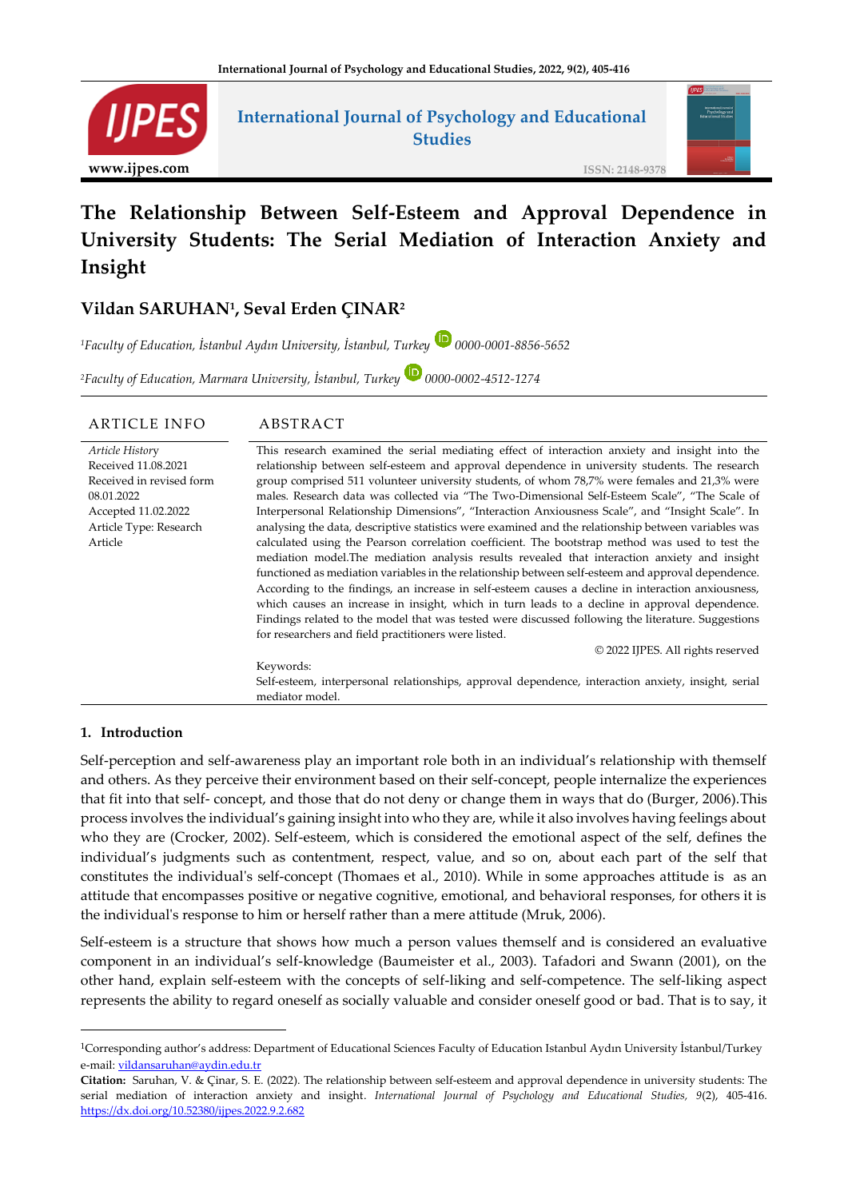# The Relationship Between Self-Esteem and Approval Dependence in University Students: The Serial Mediation of Interaction Anxiety and Insight

**Vildan SARUHAN[1], Seval Erden ÇINAR[2]**

[1]*Faculty of Education, İstanbul Aydın University, İstanbul, Turkey* 0000-0001-8856-5652

[2]*Faculty of Education, Marmara University, İstanbul, Turkey* 0000-0002-4512-1274

## ARTICLE INFO

*Article History*
Received 11.08.2021
Received in revised form 08.01.2022
Accepted 11.02.2022
Article Type: Research Article

## ABSTRACT

This research examined the serial mediating effect of interaction anxiety and insight into the relationship between self-esteem and approval dependence in university students. The research group comprised 511 volunteer university students, of whom 78,7% were females and 21,3% were males. Research data was collected via "The Two-Dimensional Self-Esteem Scale", "The Scale of Interpersonal Relationship Dimensions", "Interaction Anxiousness Scale", and "Insight Scale". In analysing the data, descriptive statistics were examined and the relationship between variables was calculated using the Pearson correlation coefficient. The bootstrap method was used to test the mediation model.The mediation analysis results revealed that interaction anxiety and insight functioned as mediation variables in the relationship between self-esteem and approval dependence. According to the findings, an increase in self-esteem causes a decline in interaction anxiousness, which causes an increase in insight, which in turn leads to a decline in approval dependence. Findings related to the model that was tested were discussed following the literature. Suggestions for researchers and field practitioners were listed.

© 2022 IJPES. All rights reserved

Keywords:
Self-esteem, interpersonal relationships, approval dependence, interaction anxiety, insight, serial mediator model.

## 1. Introduction

Self-perception and self-awareness play an important role both in an individual's relationship with themself and others. As they perceive their environment based on their self-concept, people internalize the experiences that fit into that self- concept, and those that do not deny or change them in ways that do (Burger, 2006).This process involves the individual's gaining insight into who they are, while it also involves having feelings about who they are (Crocker, 2002). Self-esteem, which is considered the emotional aspect of the self, defines the individual's judgments such as contentment, respect, value, and so on, about each part of the self that constitutes the individual's self-concept (Thomaes et al., 2010). While in some approaches attitude is as an attitude that encompasses positive or negative cognitive, emotional, and behavioral responses, for others it is the individual's response to him or herself rather than a mere attitude (Mruk, 2006).

Self-esteem is a structure that shows how much a person values themself and is considered an evaluative component in an individual's self-knowledge (Baumeister et al., 2003). Tafadori and Swann (2001), on the other hand, explain self-esteem with the concepts of self-liking and self-competence. The self-liking aspect represents the ability to regard oneself as socially valuable and consider oneself good or bad. That is to say, it

---

[1]Corresponding author's address: Department of Educational Sciences Faculty of Education Istanbul Aydın University İstanbul/Turkey
e-mail: vildansaruhan@aydin.edu.tr

**Citation:** Saruhan, V. & Çinar, S. E. (2022). The relationship between self-esteem and approval dependence in university students: The serial mediation of interaction anxiety and insight. *International Journal of Psychology and Educational Studies, 9*(2), 405-416. https://dx.doi.org/10.52380/ijpes.2022.9.2.682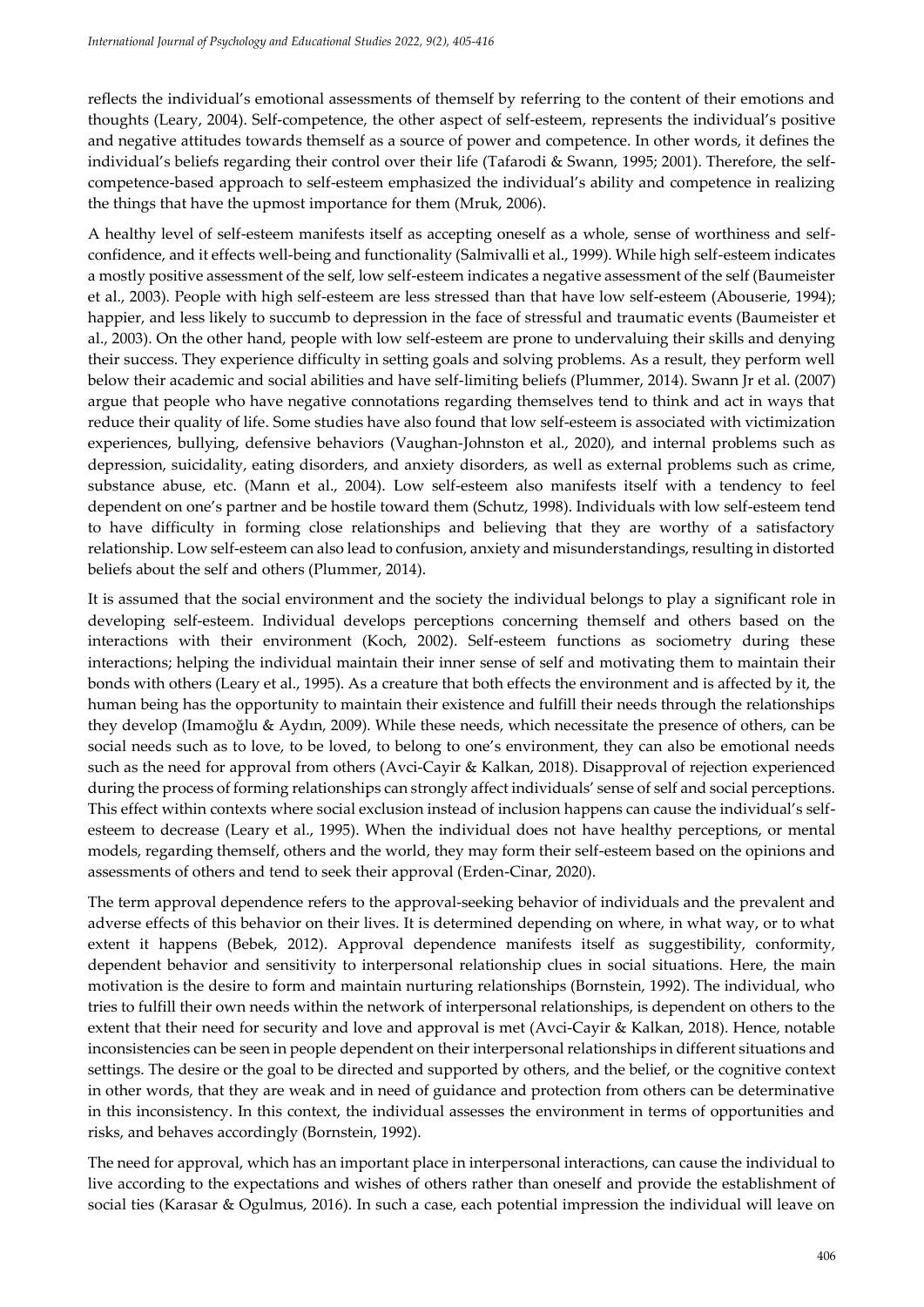reflects the individual's emotional assessments of themself by referring to the content of their emotions and thoughts (Leary, 2004). Self-competence, the other aspect of self-esteem, represents the individual's positive and negative attitudes towards themself as a source of power and competence. In other words, it defines the individual's beliefs regarding their control over their life (Tafarodi & Swann, 1995; 2001). Therefore, the self-competence-based approach to self-esteem emphasized the individual's ability and competence in realizing the things that have the upmost importance for them (Mruk, 2006).

A healthy level of self-esteem manifests itself as accepting oneself as a whole, sense of worthiness and self-confidence, and it effects well-being and functionality (Salmivalli et al., 1999). While high self-esteem indicates a mostly positive assessment of the self, low self-esteem indicates a negative assessment of the self (Baumeister et al., 2003). People with high self-esteem are less stressed than that have low self-esteem (Abouserie, 1994); happier, and less likely to succumb to depression in the face of stressful and traumatic events (Baumeister et al., 2003). On the other hand, people with low self-esteem are prone to undervaluing their skills and denying their success. They experience difficulty in setting goals and solving problems. As a result, they perform well below their academic and social abilities and have self-limiting beliefs (Plummer, 2014). Swann Jr et al. (2007) argue that people who have negative connotations regarding themselves tend to think and act in ways that reduce their quality of life. Some studies have also found that low self-esteem is associated with victimization experiences, bullying, defensive behaviors (Vaughan-Johnston et al., 2020), and internal problems such as depression, suicidality, eating disorders, and anxiety disorders, as well as external problems such as crime, substance abuse, etc. (Mann et al., 2004). Low self-esteem also manifests itself with a tendency to feel dependent on one's partner and be hostile toward them (Schutz, 1998). Individuals with low self-esteem tend to have difficulty in forming close relationships and believing that they are worthy of a satisfactory relationship. Low self-esteem can also lead to confusion, anxiety and misunderstandings, resulting in distorted beliefs about the self and others (Plummer, 2014).

It is assumed that the social environment and the society the individual belongs to play a significant role in developing self-esteem. Individual develops perceptions concerning themself and others based on the interactions with their environment (Koch, 2002). Self-esteem functions as sociometry during these interactions; helping the individual maintain their inner sense of self and motivating them to maintain their bonds with others (Leary et al., 1995). As a creature that both effects the environment and is affected by it, the human being has the opportunity to maintain their existence and fulfill their needs through the relationships they develop (Imamoğlu & Aydın, 2009). While these needs, which necessitate the presence of others, can be social needs such as to love, to be loved, to belong to one's environment, they can also be emotional needs such as the need for approval from others (Avci-Cayir & Kalkan, 2018). Disapproval of rejection experienced during the process of forming relationships can strongly affect individuals' sense of self and social perceptions. This effect within contexts where social exclusion instead of inclusion happens can cause the individual's self-esteem to decrease (Leary et al., 1995). When the individual does not have healthy perceptions, or mental models, regarding themself, others and the world, they may form their self-esteem based on the opinions and assessments of others and tend to seek their approval (Erden-Cinar, 2020).

The term approval dependence refers to the approval-seeking behavior of individuals and the prevalent and adverse effects of this behavior on their lives. It is determined depending on where, in what way, or to what extent it happens (Bebek, 2012). Approval dependence manifests itself as suggestibility, conformity, dependent behavior and sensitivity to interpersonal relationship clues in social situations. Here, the main motivation is the desire to form and maintain nurturing relationships (Bornstein, 1992). The individual, who tries to fulfill their own needs within the network of interpersonal relationships, is dependent on others to the extent that their need for security and love and approval is met (Avci-Cayir & Kalkan, 2018). Hence, notable inconsistencies can be seen in people dependent on their interpersonal relationships in different situations and settings. The desire or the goal to be directed and supported by others, and the belief, or the cognitive context in other words, that they are weak and in need of guidance and protection from others can be determinative in this inconsistency. In this context, the individual assesses the environment in terms of opportunities and risks, and behaves accordingly (Bornstein, 1992).

The need for approval, which has an important place in interpersonal interactions, can cause the individual to live according to the expectations and wishes of others rather than oneself and provide the establishment of social ties (Karasar & Ogulmus, 2016). In such a case, each potential impression the individual will leave on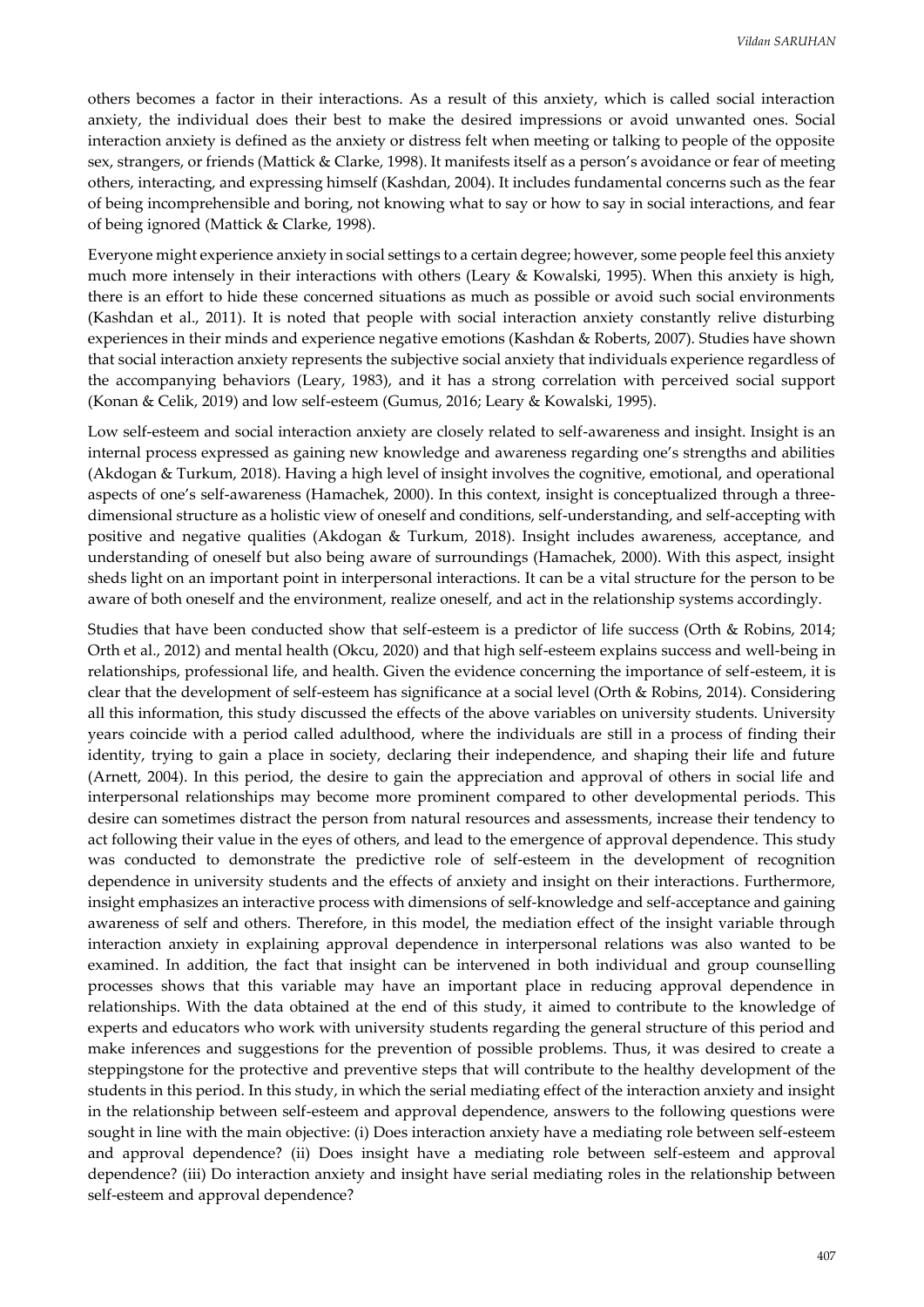others becomes a factor in their interactions. As a result of this anxiety, which is called social interaction anxiety, the individual does their best to make the desired impressions or avoid unwanted ones. Social interaction anxiety is defined as the anxiety or distress felt when meeting or talking to people of the opposite sex, strangers, or friends (Mattick & Clarke, 1998). It manifests itself as a person's avoidance or fear of meeting others, interacting, and expressing himself (Kashdan, 2004). It includes fundamental concerns such as the fear of being incomprehensible and boring, not knowing what to say or how to say in social interactions, and fear of being ignored (Mattick & Clarke, 1998).

Everyone might experience anxiety in social settings to a certain degree; however, some people feel this anxiety much more intensely in their interactions with others (Leary & Kowalski, 1995). When this anxiety is high, there is an effort to hide these concerned situations as much as possible or avoid such social environments (Kashdan et al., 2011). It is noted that people with social interaction anxiety constantly relive disturbing experiences in their minds and experience negative emotions (Kashdan & Roberts, 2007). Studies have shown that social interaction anxiety represents the subjective social anxiety that individuals experience regardless of the accompanying behaviors (Leary, 1983), and it has a strong correlation with perceived social support (Konan & Celik, 2019) and low self-esteem (Gumus, 2016; Leary & Kowalski, 1995).

Low self-esteem and social interaction anxiety are closely related to self-awareness and insight. Insight is an internal process expressed as gaining new knowledge and awareness regarding one's strengths and abilities (Akdogan & Turkum, 2018). Having a high level of insight involves the cognitive, emotional, and operational aspects of one's self-awareness (Hamachek, 2000). In this context, insight is conceptualized through a three-dimensional structure as a holistic view of oneself and conditions, self-understanding, and self-accepting with positive and negative qualities (Akdogan & Turkum, 2018). Insight includes awareness, acceptance, and understanding of oneself but also being aware of surroundings (Hamachek, 2000). With this aspect, insight sheds light on an important point in interpersonal interactions. It can be a vital structure for the person to be aware of both oneself and the environment, realize oneself, and act in the relationship systems accordingly.

Studies that have been conducted show that self-esteem is a predictor of life success (Orth & Robins, 2014; Orth et al., 2012) and mental health (Okcu, 2020) and that high self-esteem explains success and well-being in relationships, professional life, and health. Given the evidence concerning the importance of self-esteem, it is clear that the development of self-esteem has significance at a social level (Orth & Robins, 2014). Considering all this information, this study discussed the effects of the above variables on university students. University years coincide with a period called adulthood, where the individuals are still in a process of finding their identity, trying to gain a place in society, declaring their independence, and shaping their life and future (Arnett, 2004). In this period, the desire to gain the appreciation and approval of others in social life and interpersonal relationships may become more prominent compared to other developmental periods. This desire can sometimes distract the person from natural resources and assessments, increase their tendency to act following their value in the eyes of others, and lead to the emergence of approval dependence. This study was conducted to demonstrate the predictive role of self-esteem in the development of recognition dependence in university students and the effects of anxiety and insight on their interactions. Furthermore, insight emphasizes an interactive process with dimensions of self-knowledge and self-acceptance and gaining awareness of self and others. Therefore, in this model, the mediation effect of the insight variable through interaction anxiety in explaining approval dependence in interpersonal relations was also wanted to be examined. In addition, the fact that insight can be intervened in both individual and group counselling processes shows that this variable may have an important place in reducing approval dependence in relationships. With the data obtained at the end of this study, it aimed to contribute to the knowledge of experts and educators who work with university students regarding the general structure of this period and make inferences and suggestions for the prevention of possible problems. Thus, it was desired to create a steppingstone for the protective and preventive steps that will contribute to the healthy development of the students in this period. In this study, in which the serial mediating effect of the interaction anxiety and insight in the relationship between self-esteem and approval dependence, answers to the following questions were sought in line with the main objective: (i) Does interaction anxiety have a mediating role between self-esteem and approval dependence? (ii) Does insight have a mediating role between self-esteem and approval dependence? (iii) Do interaction anxiety and insight have serial mediating roles in the relationship between self-esteem and approval dependence?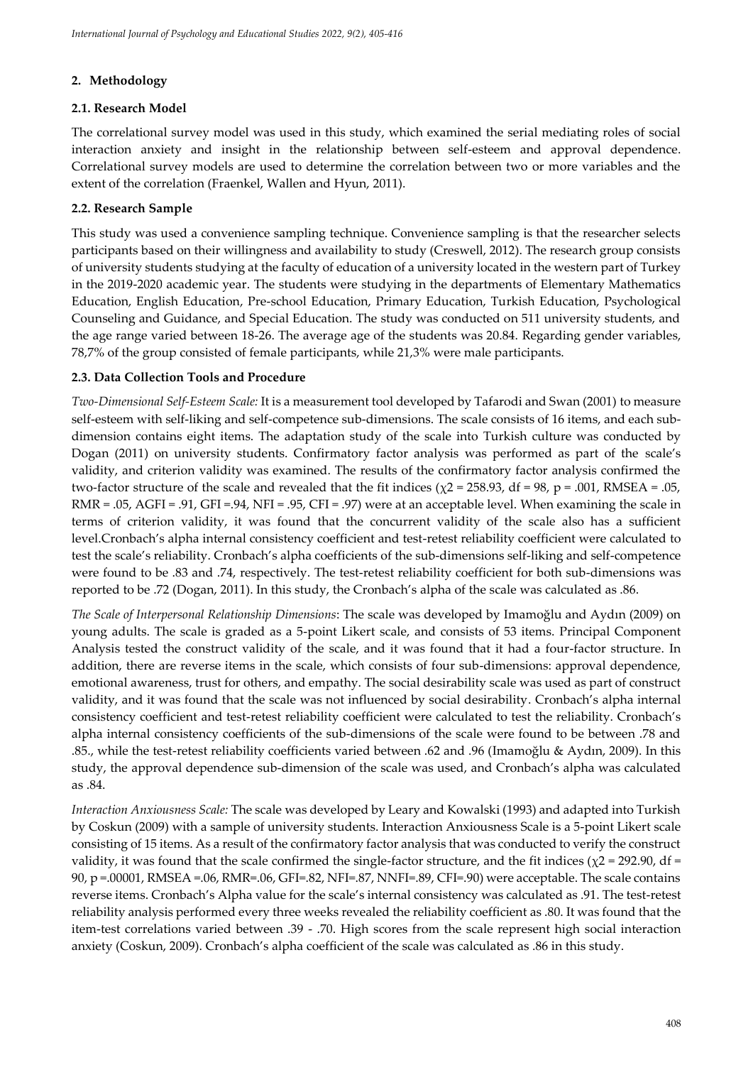## 2. Methodology

### 2.1. Research Model

The correlational survey model was used in this study, which examined the serial mediating roles of social interaction anxiety and insight in the relationship between self-esteem and approval dependence. Correlational survey models are used to determine the correlation between two or more variables and the extent of the correlation (Fraenkel, Wallen and Hyun, 2011).

### 2.2. Research Sample

This study was used a convenience sampling technique. Convenience sampling is that the researcher selects participants based on their willingness and availability to study (Creswell, 2012). The research group consists of university students studying at the faculty of education of a university located in the western part of Turkey in the 2019-2020 academic year. The students were studying in the departments of Elementary Mathematics Education, English Education, Pre-school Education, Primary Education, Turkish Education, Psychological Counseling and Guidance, and Special Education. The study was conducted on 511 university students, and the age range varied between 18-26. The average age of the students was 20.84. Regarding gender variables, 78,7% of the group consisted of female participants, while 21,3% were male participants.

### 2.3. Data Collection Tools and Procedure

*Two-Dimensional Self-Esteem Scale:* It is a measurement tool developed by Tafarodi and Swan (2001) to measure self-esteem with self-liking and self-competence sub-dimensions. The scale consists of 16 items, and each sub-dimension contains eight items. The adaptation study of the scale into Turkish culture was conducted by Dogan (2011) on university students. Confirmatory factor analysis was performed as part of the scale's validity, and criterion validity was examined. The results of the confirmatory factor analysis confirmed the two-factor structure of the scale and revealed that the fit indices ($\chi^2$ = 258.93, df = 98, p = .001, RMSEA = .05, RMR = .05, AGFI = .91, GFI =.94, NFI = .95, CFI = .97) were at an acceptable level. When examining the scale in terms of criterion validity, it was found that the concurrent validity of the scale also has a sufficient level.Cronbach's alpha internal consistency coefficient and test-retest reliability coefficient were calculated to test the scale's reliability. Cronbach's alpha coefficients of the sub-dimensions self-liking and self-competence were found to be .83 and .74, respectively. The test-retest reliability coefficient for both sub-dimensions was reported to be .72 (Dogan, 2011). In this study, the Cronbach's alpha of the scale was calculated as .86.

*The Scale of Interpersonal Relationship Dimensions*: The scale was developed by Imamoğlu and Aydın (2009) on young adults. The scale is graded as a 5-point Likert scale, and consists of 53 items. Principal Component Analysis tested the construct validity of the scale, and it was found that it had a four-factor structure. In addition, there are reverse items in the scale, which consists of four sub-dimensions: approval dependence, emotional awareness, trust for others, and empathy. The social desirability scale was used as part of construct validity, and it was found that the scale was not influenced by social desirability. Cronbach's alpha internal consistency coefficient and test-retest reliability coefficient were calculated to test the reliability. Cronbach's alpha internal consistency coefficients of the sub-dimensions of the scale were found to be between .78 and .85., while the test-retest reliability coefficients varied between .62 and .96 (Imamoğlu & Aydın, 2009). In this study, the approval dependence sub-dimension of the scale was used, and Cronbach's alpha was calculated as .84.

*Interaction Anxiousness Scale:* The scale was developed by Leary and Kowalski (1993) and adapted into Turkish by Coskun (2009) with a sample of university students. Interaction Anxiousness Scale is a 5-point Likert scale consisting of 15 items. As a result of the confirmatory factor analysis that was conducted to verify the construct validity, it was found that the scale confirmed the single-factor structure, and the fit indices ($\chi^2$ = 292.90, df = 90, p =.00001, RMSEA =.06, RMR=.06, GFI=.82, NFI=.87, NNFI=.89, CFI=.90) were acceptable. The scale contains reverse items. Cronbach's Alpha value for the scale's internal consistency was calculated as .91. The test-retest reliability analysis performed every three weeks revealed the reliability coefficient as .80. It was found that the item-test correlations varied between .39 - .70. High scores from the scale represent high social interaction anxiety (Coskun, 2009). Cronbach's alpha coefficient of the scale was calculated as .86 in this study.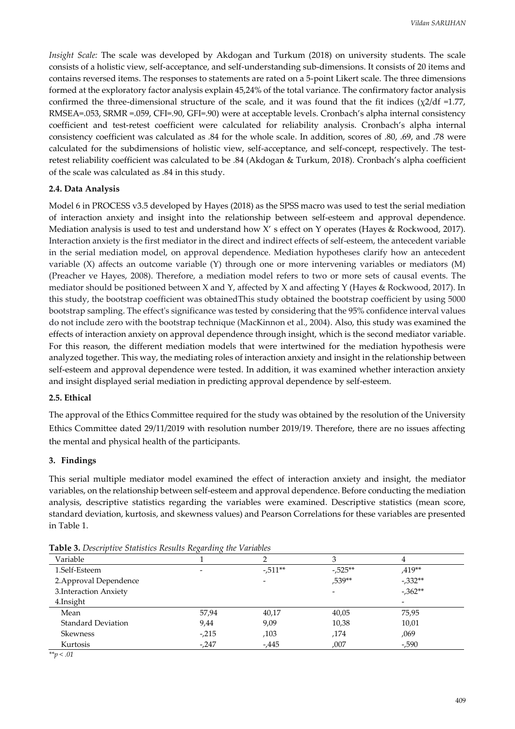*Insight Scale:* The scale was developed by Akdogan and Turkum (2018) on university students. The scale consists of a holistic view, self-acceptance, and self-understanding sub-dimensions. It consists of 20 items and contains reversed items. The responses to statements are rated on a 5-point Likert scale. The three dimensions formed at the exploratory factor analysis explain 45,24% of the total variance. The confirmatory factor analysis confirmed the three-dimensional structure of the scale, and it was found that the fit indices ($\chi2/df$ =1.77, RMSEA=.053, SRMR =.059, CFI=.90, GFI=.90) were at acceptable levels. Cronbach's alpha internal consistency coefficient and test-retest coefficient were calculated for reliability analysis. Cronbach's alpha internal consistency coefficient was calculated as .84 for the whole scale. In addition, scores of .80, .69, and .78 were calculated for the subdimensions of holistic view, self-acceptance, and self-concept, respectively. The test-retest reliability coefficient was calculated to be .84 (Akdogan & Turkum, 2018). Cronbach's alpha coefficient of the scale was calculated as .84 in this study.

### 2.4. Data Analysis

Model 6 in PROCESS v3.5 developed by Hayes (2018) as the SPSS macro was used to test the serial mediation of interaction anxiety and insight into the relationship between self-esteem and approval dependence. Mediation analysis is used to test and understand how X' s effect on Y operates (Hayes & Rockwood, 2017). Interaction anxiety is the first mediator in the direct and indirect effects of self-esteem, the antecedent variable in the serial mediation model, on approval dependence. Mediation hypotheses clarify how an antecedent variable (X) affects an outcome variable (Y) through one or more intervening variables or mediators (M) (Preacher ve Hayes, 2008). Therefore, a mediation model refers to two or more sets of causal events. The mediator should be positioned between X and Y, affected by X and affecting Y (Hayes & Rockwood, 2017). In this study, the bootstrap coefficient was obtainedThis study obtained the bootstrap coefficient by using 5000 bootstrap sampling. The effect's significance was tested by considering that the 95% confidence interval values do not include zero with the bootstrap technique (MacKinnon et al., 2004). Also, this study was examined the effects of interaction anxiety on approval dependence through insight, which is the second mediator variable. For this reason, the different mediation models that were intertwined for the mediation hypothesis were analyzed together. This way, the mediating roles of interaction anxiety and insight in the relationship between self-esteem and approval dependence were tested. In addition, it was examined whether interaction anxiety and insight displayed serial mediation in predicting approval dependence by self-esteem.

### 2.5. Ethical

The approval of the Ethics Committee required for the study was obtained by the resolution of the University Ethics Committee dated 29/11/2019 with resolution number 2019/19. Therefore, there are no issues affecting the mental and physical health of the participants.

## 3. Findings

This serial multiple mediator model examined the effect of interaction anxiety and insight, the mediator variables, on the relationship between self-esteem and approval dependence. Before conducting the mediation analysis, descriptive statistics regarding the variables were examined. Descriptive statistics (mean score, standard deviation, kurtosis, and skewness values) and Pearson Correlations for these variables are presented in Table 1.

**Table 3.** *Descriptive Statistics Results Regarding the Variables*

| Variable | 1 | 2 | 3 | 4 |
|---|---|---|---|---|
| 1.Self-Esteem | - | -,511** | -,525** | ,419** |
| 2.Approval Dependence | | - | ,539** | -,332** |
| 3.Interaction Anxiety | | | - | -,362** |
| 4.Insight | | | | - |
| Mean | 57,94 | 40,17 | 40,05 | 75,95 |
| Standard Deviation | 9,44 | 9,09 | 10,38 | 10,01 |
| Skewness | -,215 | ,103 | ,174 | ,069 |
| Kurtosis | -,247 | -,445 | ,007 | -,590 |

*\*\*p < .01*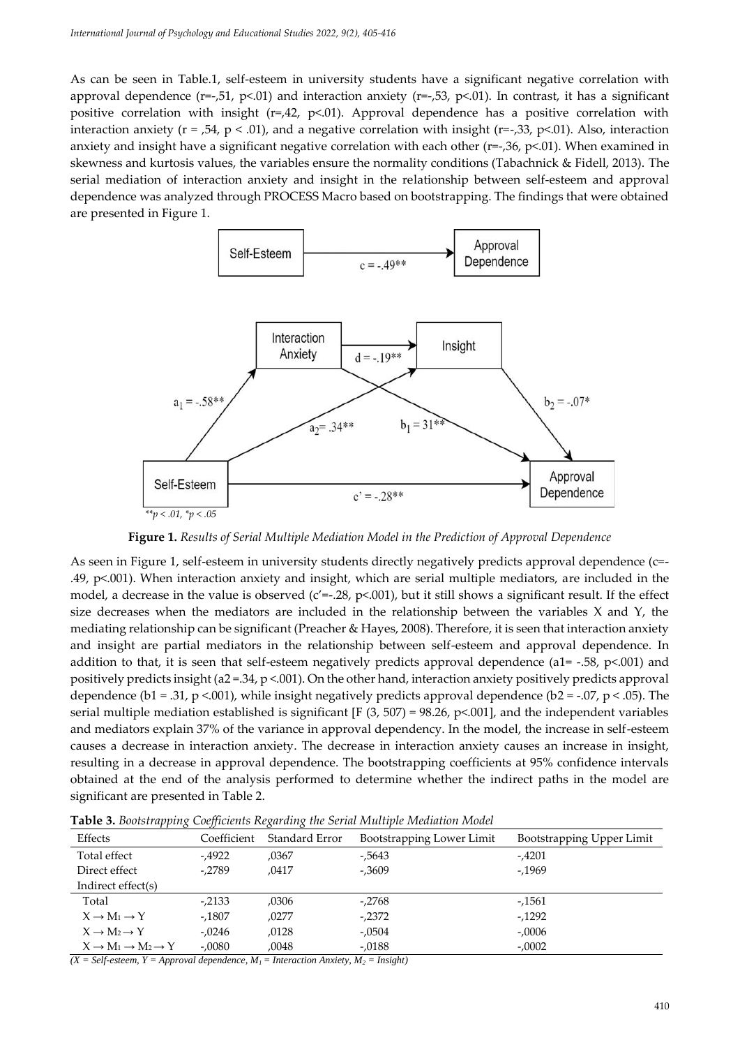As can be seen in Table.1, self-esteem in university students have a significant negative correlation with approval dependence (r=-,51, p<.01) and interaction anxiety (r=-,53, p<.01). In contrast, it has a significant positive correlation with insight (r=,42, p<.01). Approval dependence has a positive correlation with interaction anxiety (r = ,54, p < .01), and a negative correlation with insight (r=-,33, p<.01). Also, interaction anxiety and insight have a significant negative correlation with each other (r=-,36, p<.01). When examined in skewness and kurtosis values, the variables ensure the normality conditions (Tabachnick & Fidell, 2013). The serial mediation of interaction anxiety and insight in the relationship between self-esteem and approval dependence was analyzed through PROCESS Macro based on bootstrapping. The findings that were obtained are presented in Figure 1.

Self-Esteem → Approval Dependence: c = -.49**

Interaction Anxiety → Insight: d = -.19**

Self-Esteem → Interaction Anxiety: $a_1$ = -.58**

Self-Esteem → Insight: $a_2$= .34**

Interaction Anxiety → Approval Dependence: $b_1$ = 31**

Insight → Approval Dependence: $b_2$ = -.07*

Self-Esteem → Approval Dependence: c' = -.28**

*\*\*p < .01, \*p < .05*

**Figure 1.** *Results of Serial Multiple Mediation Model in the Prediction of Approval Dependence*

As seen in Figure 1, self-esteem in university students directly negatively predicts approval dependence (c=-.49, p<.001). When interaction anxiety and insight, which are serial multiple mediators, are included in the model, a decrease in the value is observed (c′=-.28, p<.001), but it still shows a significant result. If the effect size decreases when the mediators are included in the relationship between the variables X and Y, the mediating relationship can be significant (Preacher & Hayes, 2008). Therefore, it is seen that interaction anxiety and insight are partial mediators in the relationship between self-esteem and approval dependence. In addition to that, it is seen that self-esteem negatively predicts approval dependence (a1= -.58, p<.001) and positively predicts insight (a2 =.34, p <.001). On the other hand, interaction anxiety positively predicts approval dependence (b1 = .31, p <.001), while insight negatively predicts approval dependence (b2 = -.07, p < .05). The serial multiple mediation established is significant [F (3, 507) = 98.26, p<.001], and the independent variables and mediators explain 37% of the variance in approval dependency. In the model, the increase in self-esteem causes a decrease in interaction anxiety. The decrease in interaction anxiety causes an increase in insight, resulting in a decrease in approval dependence. The bootstrapping coefficients at 95% confidence intervals obtained at the end of the analysis performed to determine whether the indirect paths in the model are significant are presented in Table 2.

**Table 3.** *Bootstrapping Coefficients Regarding the Serial Multiple Mediation Model*

| Effects | Coefficient | Standard Error | Bootstrapping Lower Limit | Bootstrapping Upper Limit |
|---|---|---|---|---|
| Total effect | -,4922 | ,0367 | -,5643 | -,4201 |
| Direct effect | -,2789 | ,0417 | -,3609 | -,1969 |
| Indirect effect(s) | | | | |
| Total | -,2133 | ,0306 | -,2768 | -,1561 |
| $X \rightarrow M_1 \rightarrow Y$ | -,1807 | ,0277 | -,2372 | -,1292 |
| $X \rightarrow M_2 \rightarrow Y$ | -,0246 | ,0128 | -,0504 | -,0006 |
| $X \rightarrow M_1 \rightarrow M_2 \rightarrow Y$ | -,0080 | ,0048 | -,0188 | -,0002 |

*(X = Self-esteem, Y = Approval dependence, $M_1$ = Interaction Anxiety, $M_2$ = Insight)*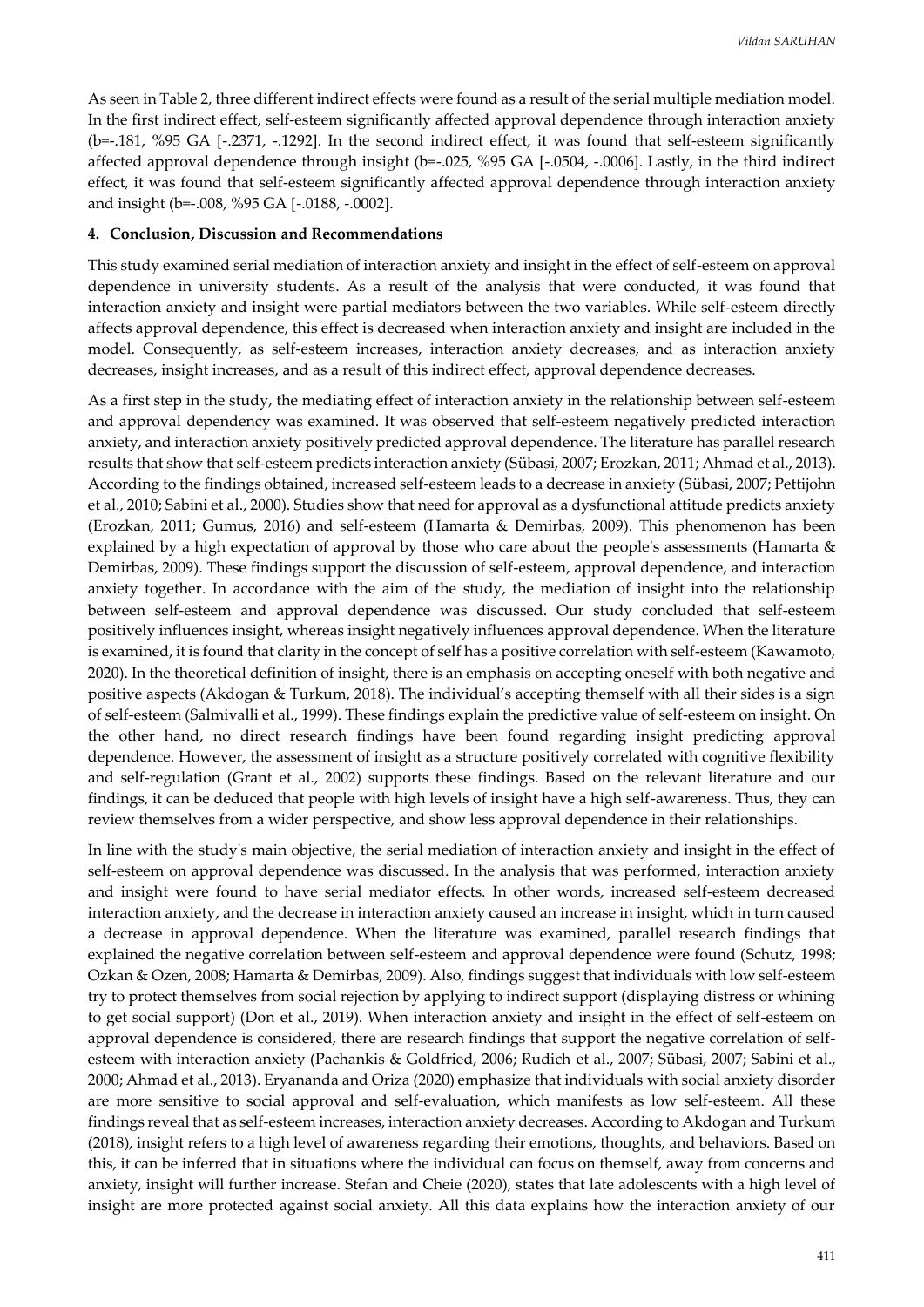As seen in Table 2, three different indirect effects were found as a result of the serial multiple mediation model. In the first indirect effect, self-esteem significantly affected approval dependence through interaction anxiety (b=-.181, %95 GA [-.2371, -.1292]. In the second indirect effect, it was found that self-esteem significantly affected approval dependence through insight (b=-.025, %95 GA [-.0504, -.0006]. Lastly, in the third indirect effect, it was found that self-esteem significantly affected approval dependence through interaction anxiety and insight (b=-.008, %95 GA [-.0188, -.0002].

#### 4. Conclusion, Discussion and Recommendations

This study examined serial mediation of interaction anxiety and insight in the effect of self-esteem on approval dependence in university students. As a result of the analysis that were conducted, it was found that interaction anxiety and insight were partial mediators between the two variables. While self-esteem directly affects approval dependence, this effect is decreased when interaction anxiety and insight are included in the model. Consequently, as self-esteem increases, interaction anxiety decreases, and as interaction anxiety decreases, insight increases, and as a result of this indirect effect, approval dependence decreases.

As a first step in the study, the mediating effect of interaction anxiety in the relationship between self-esteem and approval dependency was examined. It was observed that self-esteem negatively predicted interaction anxiety, and interaction anxiety positively predicted approval dependence. The literature has parallel research results that show that self-esteem predicts interaction anxiety (Sübasi, 2007; Erozkan, 2011; Ahmad et al., 2013). According to the findings obtained, increased self-esteem leads to a decrease in anxiety (Sübasi, 2007; Pettijohn et al., 2010; Sabini et al., 2000). Studies show that need for approval as a dysfunctional attitude predicts anxiety (Erozkan, 2011; Gumus, 2016) and self-esteem (Hamarta & Demirbas, 2009). This phenomenon has been explained by a high expectation of approval by those who care about the people's assessments (Hamarta & Demirbas, 2009). These findings support the discussion of self-esteem, approval dependence, and interaction anxiety together. In accordance with the aim of the study, the mediation of insight into the relationship between self-esteem and approval dependence was discussed. Our study concluded that self-esteem positively influences insight, whereas insight negatively influences approval dependence. When the literature is examined, it is found that clarity in the concept of self has a positive correlation with self-esteem (Kawamoto, 2020). In the theoretical definition of insight, there is an emphasis on accepting oneself with both negative and positive aspects (Akdogan & Turkum, 2018). The individual's accepting themself with all their sides is a sign of self-esteem (Salmivalli et al., 1999). These findings explain the predictive value of self-esteem on insight. On the other hand, no direct research findings have been found regarding insight predicting approval dependence. However, the assessment of insight as a structure positively correlated with cognitive flexibility and self-regulation (Grant et al., 2002) supports these findings. Based on the relevant literature and our findings, it can be deduced that people with high levels of insight have a high self-awareness. Thus, they can review themselves from a wider perspective, and show less approval dependence in their relationships.

In line with the study's main objective, the serial mediation of interaction anxiety and insight in the effect of self-esteem on approval dependence was discussed. In the analysis that was performed, interaction anxiety and insight were found to have serial mediator effects. In other words, increased self-esteem decreased interaction anxiety, and the decrease in interaction anxiety caused an increase in insight, which in turn caused a decrease in approval dependence. When the literature was examined, parallel research findings that explained the negative correlation between self-esteem and approval dependence were found (Schutz, 1998; Ozkan & Ozen, 2008; Hamarta & Demirbas, 2009). Also, findings suggest that individuals with low self-esteem try to protect themselves from social rejection by applying to indirect support (displaying distress or whining to get social support) (Don et al., 2019). When interaction anxiety and insight in the effect of self-esteem on approval dependence is considered, there are research findings that support the negative correlation of self-esteem with interaction anxiety (Pachankis & Goldfried, 2006; Rudich et al., 2007; Sübasi, 2007; Sabini et al., 2000; Ahmad et al., 2013). Eryananda and Oriza (2020) emphasize that individuals with social anxiety disorder are more sensitive to social approval and self-evaluation, which manifests as low self-esteem. All these findings reveal that as self-esteem increases, interaction anxiety decreases. According to Akdogan and Turkum (2018), insight refers to a high level of awareness regarding their emotions, thoughts, and behaviors. Based on this, it can be inferred that in situations where the individual can focus on themself, away from concerns and anxiety, insight will further increase. Stefan and Cheie (2020), states that late adolescents with a high level of insight are more protected against social anxiety. All this data explains how the interaction anxiety of our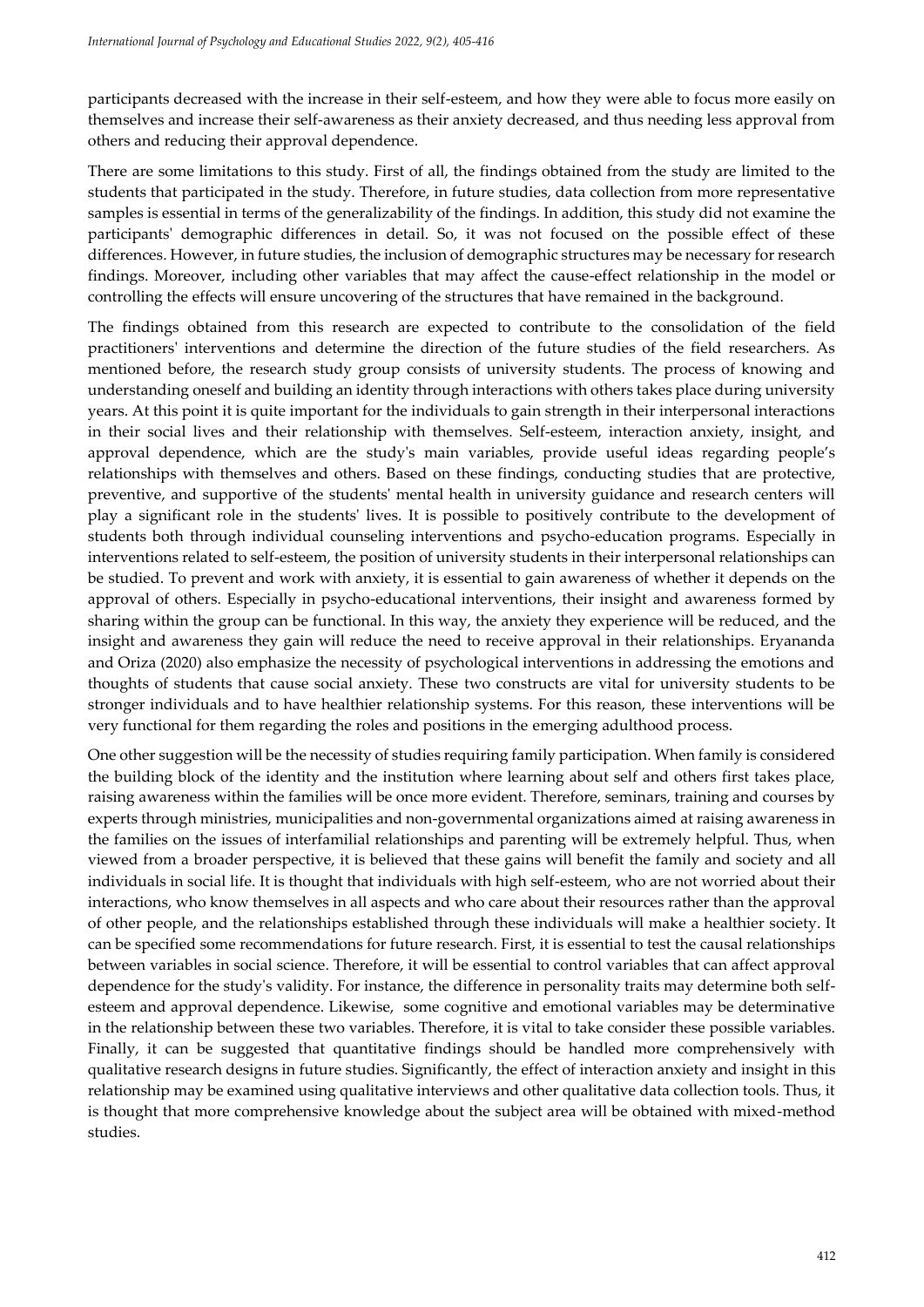participants decreased with the increase in their self-esteem, and how they were able to focus more easily on themselves and increase their self-awareness as their anxiety decreased, and thus needing less approval from others and reducing their approval dependence.

There are some limitations to this study. First of all, the findings obtained from the study are limited to the students that participated in the study. Therefore, in future studies, data collection from more representative samples is essential in terms of the generalizability of the findings. In addition, this study did not examine the participants' demographic differences in detail. So, it was not focused on the possible effect of these differences. However, in future studies, the inclusion of demographic structures may be necessary for research findings. Moreover, including other variables that may affect the cause-effect relationship in the model or controlling the effects will ensure uncovering of the structures that have remained in the background.

The findings obtained from this research are expected to contribute to the consolidation of the field practitioners' interventions and determine the direction of the future studies of the field researchers. As mentioned before, the research study group consists of university students. The process of knowing and understanding oneself and building an identity through interactions with others takes place during university years. At this point it is quite important for the individuals to gain strength in their interpersonal interactions in their social lives and their relationship with themselves. Self-esteem, interaction anxiety, insight, and approval dependence, which are the study's main variables, provide useful ideas regarding people's relationships with themselves and others. Based on these findings, conducting studies that are protective, preventive, and supportive of the students' mental health in university guidance and research centers will play a significant role in the students' lives. It is possible to positively contribute to the development of students both through individual counseling interventions and psycho-education programs. Especially in interventions related to self-esteem, the position of university students in their interpersonal relationships can be studied. To prevent and work with anxiety, it is essential to gain awareness of whether it depends on the approval of others. Especially in psycho-educational interventions, their insight and awareness formed by sharing within the group can be functional. In this way, the anxiety they experience will be reduced, and the insight and awareness they gain will reduce the need to receive approval in their relationships. Eryananda and Oriza (2020) also emphasize the necessity of psychological interventions in addressing the emotions and thoughts of students that cause social anxiety. These two constructs are vital for university students to be stronger individuals and to have healthier relationship systems. For this reason, these interventions will be very functional for them regarding the roles and positions in the emerging adulthood process.

One other suggestion will be the necessity of studies requiring family participation. When family is considered the building block of the identity and the institution where learning about self and others first takes place, raising awareness within the families will be once more evident. Therefore, seminars, training and courses by experts through ministries, municipalities and non-governmental organizations aimed at raising awareness in the families on the issues of interfamilial relationships and parenting will be extremely helpful. Thus, when viewed from a broader perspective, it is believed that these gains will benefit the family and society and all individuals in social life. It is thought that individuals with high self-esteem, who are not worried about their interactions, who know themselves in all aspects and who care about their resources rather than the approval of other people, and the relationships established through these individuals will make a healthier society. It can be specified some recommendations for future research. First, it is essential to test the causal relationships between variables in social science. Therefore, it will be essential to control variables that can affect approval dependence for the study's validity. For instance, the difference in personality traits may determine both self-esteem and approval dependence. Likewise, some cognitive and emotional variables may be determinative in the relationship between these two variables. Therefore, it is vital to take consider these possible variables. Finally, it can be suggested that quantitative findings should be handled more comprehensively with qualitative research designs in future studies. Significantly, the effect of interaction anxiety and insight in this relationship may be examined using qualitative interviews and other qualitative data collection tools. Thus, it is thought that more comprehensive knowledge about the subject area will be obtained with mixed-method studies.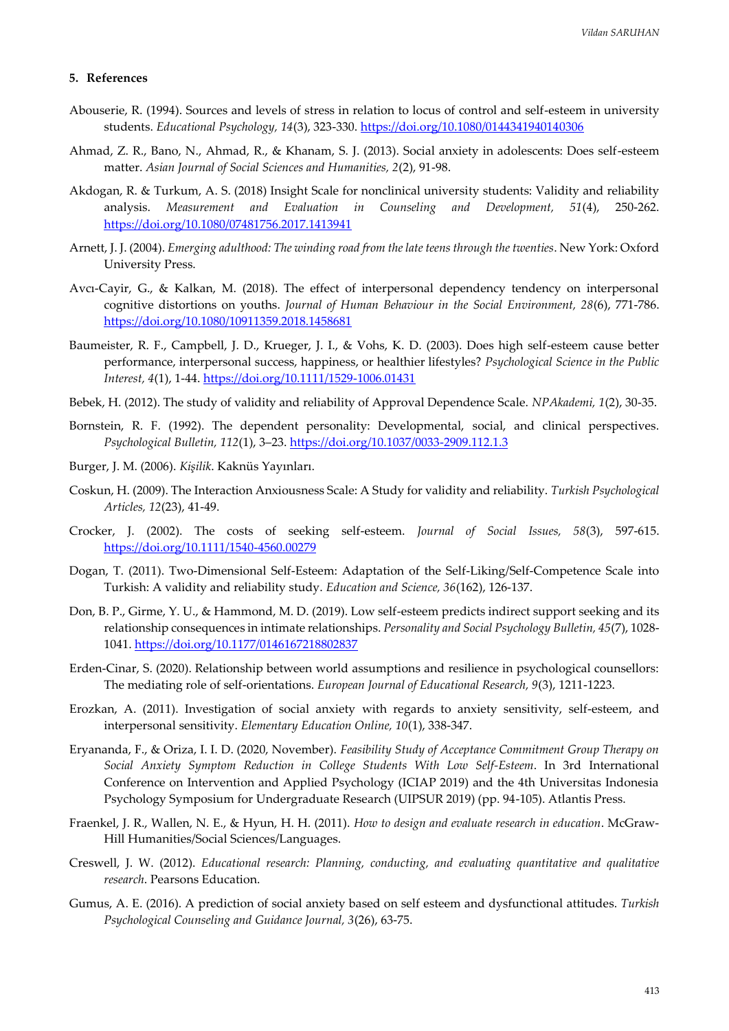## 5. References

Abouserie, R. (1994). Sources and levels of stress in relation to locus of control and self-esteem in university students. *Educational Psychology, 14*(3), 323-330. https://doi.org/10.1080/0144341940140306

Ahmad, Z. R., Bano, N., Ahmad, R., & Khanam, S. J. (2013). Social anxiety in adolescents: Does self-esteem matter. *Asian Journal of Social Sciences and Humanities, 2*(2), 91-98.

Akdogan, R. & Turkum, A. S. (2018) Insight Scale for nonclinical university students: Validity and reliability analysis. *Measurement and Evaluation in Counseling and Development, 51*(4), 250-262. https://doi.org/10.1080/07481756.2017.1413941

Arnett, J. J. (2004). *Emerging adulthood: The winding road from the late teens through the twenties*. New York: Oxford University Press.

Avcı-Cayir, G., & Kalkan, M. (2018). The effect of interpersonal dependency tendency on interpersonal cognitive distortions on youths. *Journal of Human Behaviour in the Social Environment, 28*(6), 771-786. https://doi.org/10.1080/10911359.2018.1458681

Baumeister, R. F., Campbell, J. D., Krueger, J. I., & Vohs, K. D. (2003). Does high self-esteem cause better performance, interpersonal success, happiness, or healthier lifestyles? *Psychological Science in the Public Interest, 4*(1), 1-44. https://doi.org/10.1111/1529-1006.01431

Bebek, H. (2012). The study of validity and reliability of Approval Dependence Scale. *NPAkademi, 1*(2), 30-35.

Bornstein, R. F. (1992). The dependent personality: Developmental, social, and clinical perspectives. *Psychological Bulletin, 112*(1), 3–23. https://doi.org/10.1037/0033-2909.112.1.3

Burger, J. M. (2006). *Kişilik.* Kaknüs Yayınları.

Coskun, H. (2009). The Interaction Anxiousness Scale: A Study for validity and reliability. *Turkish Psychological Articles, 12*(23), 41-49.

Crocker, J. (2002). The costs of seeking self-esteem. *Journal of Social Issues, 58*(3), 597-615. https://doi.org/10.1111/1540-4560.00279

Dogan, T. (2011). Two-Dimensional Self-Esteem: Adaptation of the Self-Liking/Self-Competence Scale into Turkish: A validity and reliability study. *Education and Science, 36*(162), 126-137.

Don, B. P., Girme, Y. U., & Hammond, M. D. (2019). Low self-esteem predicts indirect support seeking and its relationship consequences in intimate relationships. *Personality and Social Psychology Bulletin, 45*(7), 1028-1041. https://doi.org/10.1177/0146167218802837

Erden-Cinar, S. (2020). Relationship between world assumptions and resilience in psychological counsellors: The mediating role of self-orientations. *European Journal of Educational Research, 9*(3), 1211-1223.

Erozkan, A. (2011). Investigation of social anxiety with regards to anxiety sensitivity, self-esteem, and interpersonal sensitivity. *Elementary Education Online, 10*(1), 338-347.

Eryananda, F., & Oriza, I. I. D. (2020, November). *Feasibility Study of Acceptance Commitment Group Therapy on Social Anxiety Symptom Reduction in College Students With Low Self-Esteem*. In 3rd International Conference on Intervention and Applied Psychology (ICIAP 2019) and the 4th Universitas Indonesia Psychology Symposium for Undergraduate Research (UIPSUR 2019) (pp. 94-105). Atlantis Press.

Fraenkel, J. R., Wallen, N. E., & Hyun, H. H. (2011). *How to design and evaluate research in education*. McGraw-Hill Humanities/Social Sciences/Languages.

Creswell, J. W. (2012). *Educational research: Planning, conducting, and evaluating quantitative and qualitative research.* Pearsons Education.

Gumus, A. E. (2016). A prediction of social anxiety based on self esteem and dysfunctional attitudes. *Turkish Psychological Counseling and Guidance Journal, 3*(26), 63-75.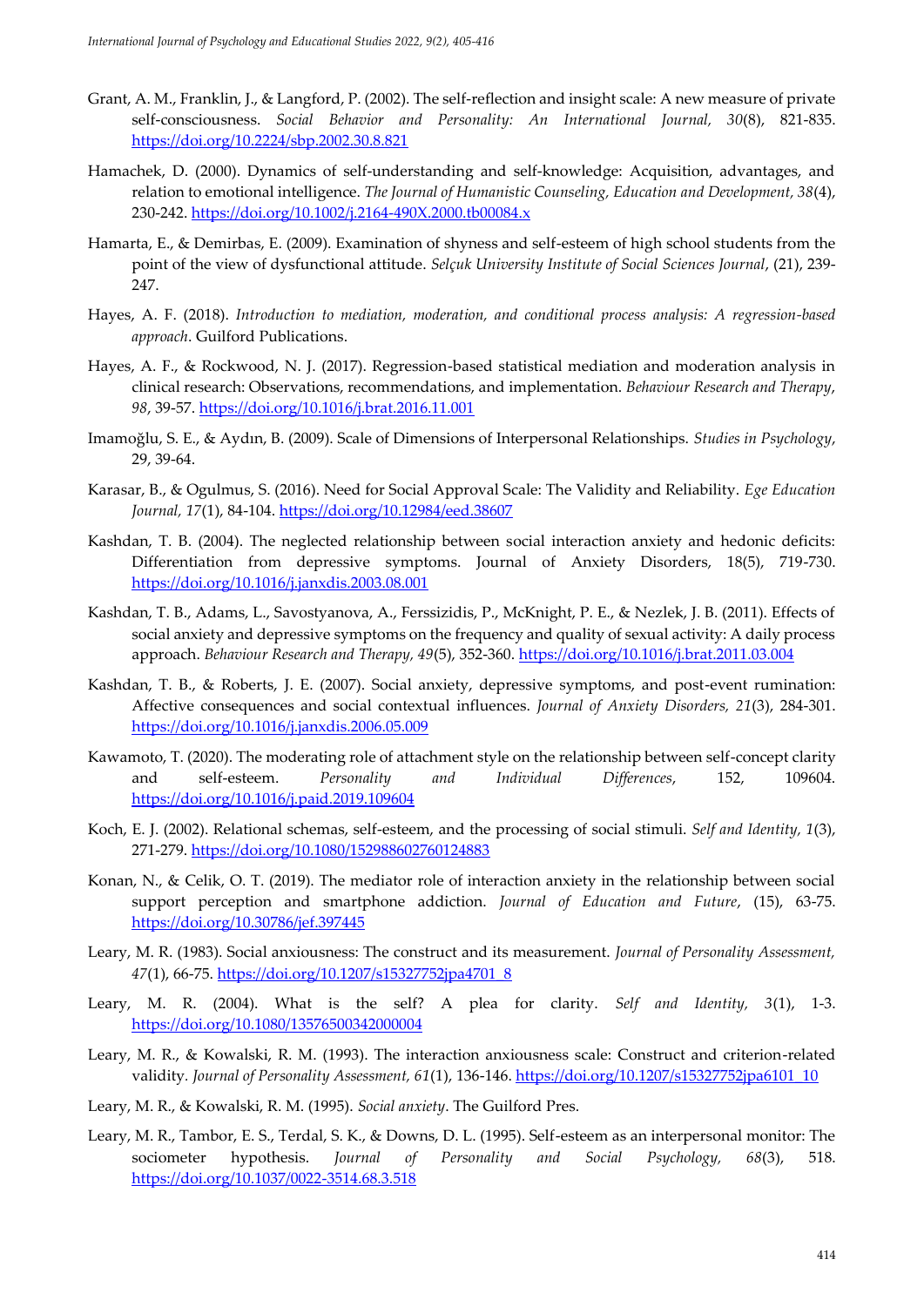Grant, A. M., Franklin, J., & Langford, P. (2002). The self-reflection and insight scale: A new measure of private self-consciousness. *Social Behavior and Personality: An International Journal, 30*(8), 821-835. https://doi.org/10.2224/sbp.2002.30.8.821

Hamachek, D. (2000). Dynamics of self-understanding and self-knowledge: Acquisition, advantages, and relation to emotional intelligence. *The Journal of Humanistic Counseling, Education and Development, 38*(4), 230-242. https://doi.org/10.1002/j.2164-490X.2000.tb00084.x

Hamarta, E., & Demirbas, E. (2009). Examination of shyness and self-esteem of high school students from the point of the view of dysfunctional attitude. *Selçuk University Institute of Social Sciences Journal*, (21), 239-247.

Hayes, A. F. (2018). *Introduction to mediation, moderation, and conditional process analysis: A regression-based approach*. Guilford Publications.

Hayes, A. F., & Rockwood, N. J. (2017). Regression-based statistical mediation and moderation analysis in clinical research: Observations, recommendations, and implementation. *Behaviour Research and Therapy*, *98*, 39-57. https://doi.org/10.1016/j.brat.2016.11.001

Imamoğlu, S. E., & Aydın, B. (2009). Scale of Dimensions of Interpersonal Relationships. *Studies in Psychology*, 29, 39-64.

Karasar, B., & Ogulmus, S. (2016). Need for Social Approval Scale: The Validity and Reliability. *Ege Education Journal, 17*(1), 84-104. https://doi.org/10.12984/eed.38607

Kashdan, T. B. (2004). The neglected relationship between social interaction anxiety and hedonic deficits: Differentiation from depressive symptoms. Journal of Anxiety Disorders, 18(5), 719-730. https://doi.org/10.1016/j.janxdis.2003.08.001

Kashdan, T. B., Adams, L., Savostyanova, A., Ferssizidis, P., McKnight, P. E., & Nezlek, J. B. (2011). Effects of social anxiety and depressive symptoms on the frequency and quality of sexual activity: A daily process approach. *Behaviour Research and Therapy, 49*(5), 352-360. https://doi.org/10.1016/j.brat.2011.03.004

Kashdan, T. B., & Roberts, J. E. (2007). Social anxiety, depressive symptoms, and post-event rumination: Affective consequences and social contextual influences. *Journal of Anxiety Disorders, 21*(3), 284-301. https://doi.org/10.1016/j.janxdis.2006.05.009

Kawamoto, T. (2020). The moderating role of attachment style on the relationship between self-concept clarity and self-esteem. *Personality and Individual Differences*, 152, 109604. https://doi.org/10.1016/j.paid.2019.109604

Koch, E. J. (2002). Relational schemas, self-esteem, and the processing of social stimuli. *Self and Identity, 1*(3), 271-279. https://doi.org/10.1080/152988602760124883

Konan, N., & Celik, O. T. (2019). The mediator role of interaction anxiety in the relationship between social support perception and smartphone addiction. *Journal of Education and Future*, (15), 63-75. https://doi.org/10.30786/jef.397445

Leary, M. R. (1983). Social anxiousness: The construct and its measurement. *Journal of Personality Assessment, 47*(1), 66-75. https://doi.org/10.1207/s15327752jpa4701_8

Leary, M. R. (2004). What is the self? A plea for clarity. *Self and Identity, 3*(1), 1-3. https://doi.org/10.1080/13576500342000004

Leary, M. R., & Kowalski, R. M. (1993). The interaction anxiousness scale: Construct and criterion-related validity. *Journal of Personality Assessment, 61*(1), 136-146. https://doi.org/10.1207/s15327752jpa6101_10

Leary, M. R., & Kowalski, R. M. (1995). *Social anxiety*. The Guilford Pres.

Leary, M. R., Tambor, E. S., Terdal, S. K., & Downs, D. L. (1995). Self-esteem as an interpersonal monitor: The sociometer hypothesis. *Journal of Personality and Social Psychology, 68*(3), 518. https://doi.org/10.1037/0022-3514.68.3.518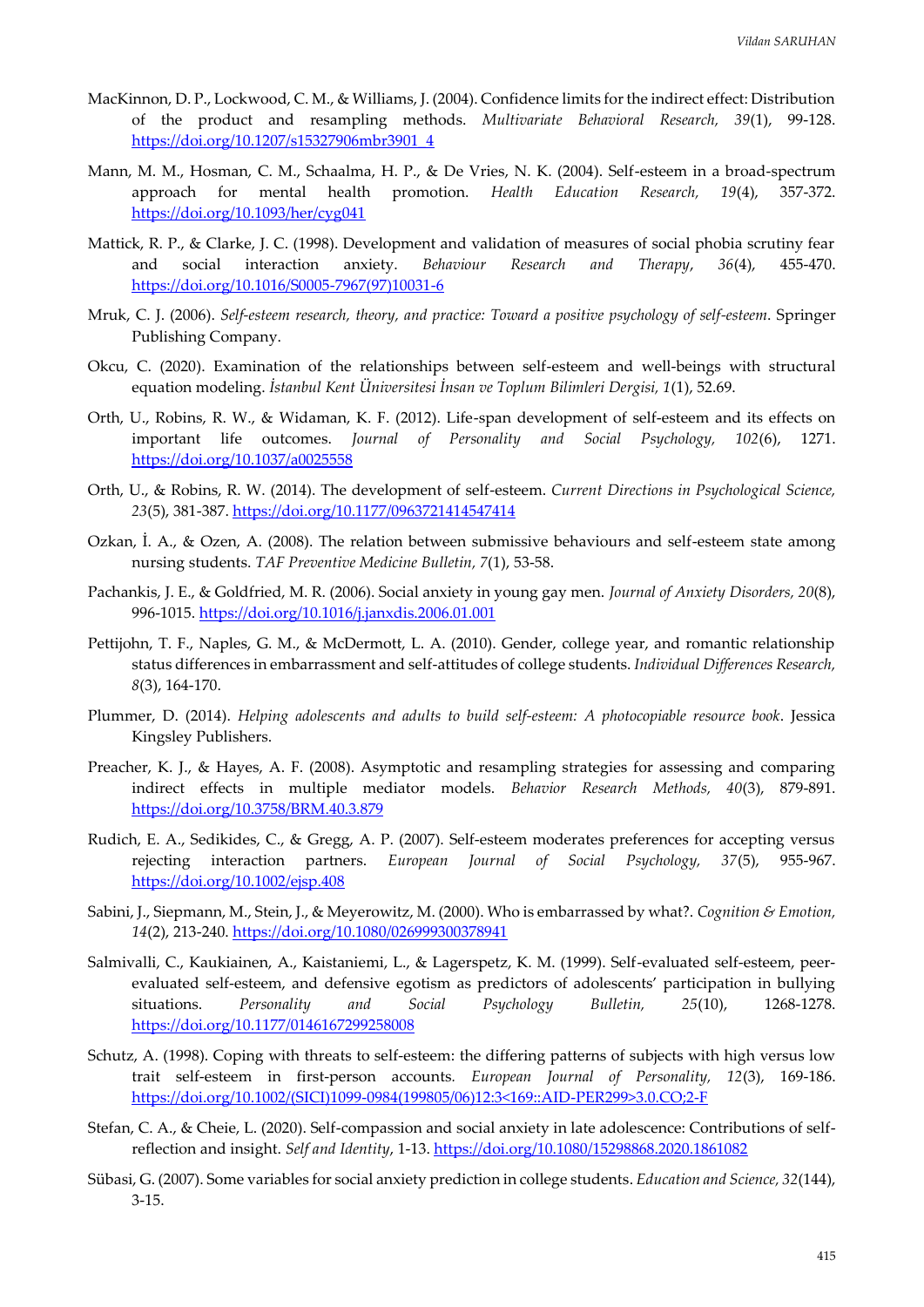MacKinnon, D. P., Lockwood, C. M., & Williams, J. (2004). Confidence limits for the indirect effect: Distribution of the product and resampling methods. *Multivariate Behavioral Research, 39*(1), 99-128. https://doi.org/10.1207/s15327906mbr3901_4

Mann, M. M., Hosman, C. M., Schaalma, H. P., & De Vries, N. K. (2004). Self-esteem in a broad-spectrum approach for mental health promotion. *Health Education Research, 19*(4), 357-372. https://doi.org/10.1093/her/cyg041

Mattick, R. P., & Clarke, J. C. (1998). Development and validation of measures of social phobia scrutiny fear and social interaction anxiety. *Behaviour Research and Therapy*, *36*(4), 455-470. https://doi.org/10.1016/S0005-7967(97)10031-6

Mruk, C. J. (2006). *Self-esteem research, theory, and practice: Toward a positive psychology of self-esteem*. Springer Publishing Company.

Okcu, C. (2020). Examination of the relationships between self-esteem and well-beings with structural equation modeling. *İstanbul Kent Üniversitesi İnsan ve Toplum Bilimleri Dergisi, 1*(1), 52.69.

Orth, U., Robins, R. W., & Widaman, K. F. (2012). Life-span development of self-esteem and its effects on important life outcomes. *Journal of Personality and Social Psychology, 102*(6), 1271. https://doi.org/10.1037/a0025558

Orth, U., & Robins, R. W. (2014). The development of self-esteem. *Current Directions in Psychological Science, 23*(5), 381-387. https://doi.org/10.1177/0963721414547414

Ozkan, İ. A., & Ozen, A. (2008). The relation between submissive behaviours and self-esteem state among nursing students. *TAF Preventive Medicine Bulletin, 7*(1), 53-58.

Pachankis, J. E., & Goldfried, M. R. (2006). Social anxiety in young gay men. *Journal of Anxiety Disorders, 20*(8), 996-1015. https://doi.org/10.1016/j.janxdis.2006.01.001

Pettijohn, T. F., Naples, G. M., & McDermott, L. A. (2010). Gender, college year, and romantic relationship status differences in embarrassment and self-attitudes of college students. *Individual Differences Research, 8*(3), 164-170.

Plummer, D. (2014). *Helping adolescents and adults to build self-esteem: A photocopiable resource book*. Jessica Kingsley Publishers.

Preacher, K. J., & Hayes, A. F. (2008). Asymptotic and resampling strategies for assessing and comparing indirect effects in multiple mediator models. *Behavior Research Methods, 40*(3), 879-891. https://doi.org/10.3758/BRM.40.3.879

Rudich, E. A., Sedikides, C., & Gregg, A. P. (2007). Self-esteem moderates preferences for accepting versus rejecting interaction partners. *European Journal of Social Psychology, 37*(5), 955-967. https://doi.org/10.1002/ejsp.408

Sabini, J., Siepmann, M., Stein, J., & Meyerowitz, M. (2000). Who is embarrassed by what?. *Cognition & Emotion, 14*(2), 213-240. https://doi.org/10.1080/026999300378941

Salmivalli, C., Kaukiainen, A., Kaistaniemi, L., & Lagerspetz, K. M. (1999). Self-evaluated self-esteem, peer-evaluated self-esteem, and defensive egotism as predictors of adolescents' participation in bullying situations. *Personality and Social Psychology Bulletin, 25*(10), 1268-1278. https://doi.org/10.1177/0146167299258008

Schutz, A. (1998). Coping with threats to self-esteem: the differing patterns of subjects with high versus low trait self-esteem in first-person accounts. *European Journal of Personality, 12*(3), 169-186. https://doi.org/10.1002/(SICI)1099-0984(199805/06)12:3<169::AID-PER299>3.0.CO;2-F

Stefan, C. A., & Cheie, L. (2020). Self-compassion and social anxiety in late adolescence: Contributions of self-reflection and insight. *Self and Identity*, 1-13. https://doi.org/10.1080/15298868.2020.1861082

Sübasi, G. (2007). Some variables for social anxiety prediction in college students. *Education and Science, 32*(144), 3-15.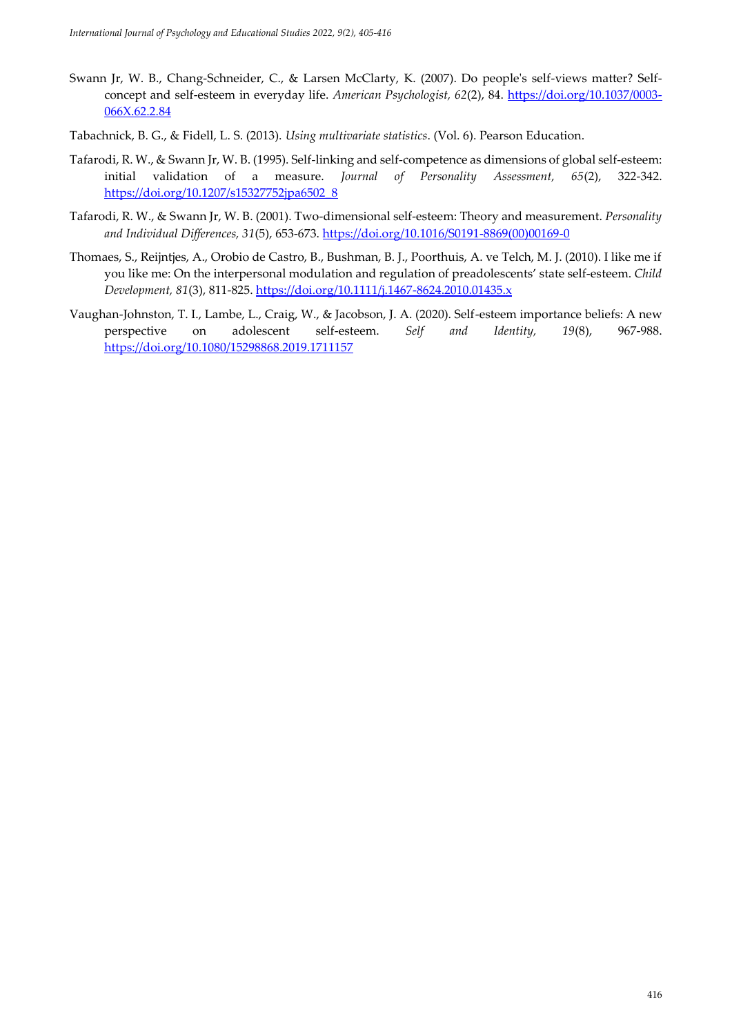Swann Jr, W. B., Chang-Schneider, C., & Larsen McClarty, K. (2007). Do people's self-views matter? Self-concept and self-esteem in everyday life. *American Psychologist, 62*(2), 84. https://doi.org/10.1037/0003-066X.62.2.84

Tabachnick, B. G., & Fidell, L. S. (2013). *Using multivariate statistics*. (Vol. 6). Pearson Education.

Tafarodi, R. W., & Swann Jr, W. B. (1995). Self-linking and self-competence as dimensions of global self-esteem: initial validation of a measure. *Journal of Personality Assessment, 65*(2), 322-342. https://doi.org/10.1207/s15327752jpa6502_8

Tafarodi, R. W., & Swann Jr, W. B. (2001). Two-dimensional self-esteem: Theory and measurement. *Personality and Individual Differences, 31*(5), 653-673. https://doi.org/10.1016/S0191-8869(00)00169-0

Thomaes, S., Reijntjes, A., Orobio de Castro, B., Bushman, B. J., Poorthuis, A. ve Telch, M. J. (2010). I like me if you like me: On the interpersonal modulation and regulation of preadolescents' state self-esteem. *Child Development, 81*(3), 811-825. https://doi.org/10.1111/j.1467-8624.2010.01435.x

Vaughan-Johnston, T. I., Lambe, L., Craig, W., & Jacobson, J. A. (2020). Self-esteem importance beliefs: A new perspective on adolescent self-esteem. *Self and Identity, 19*(8), 967-988. https://doi.org/10.1080/15298868.2019.1711157